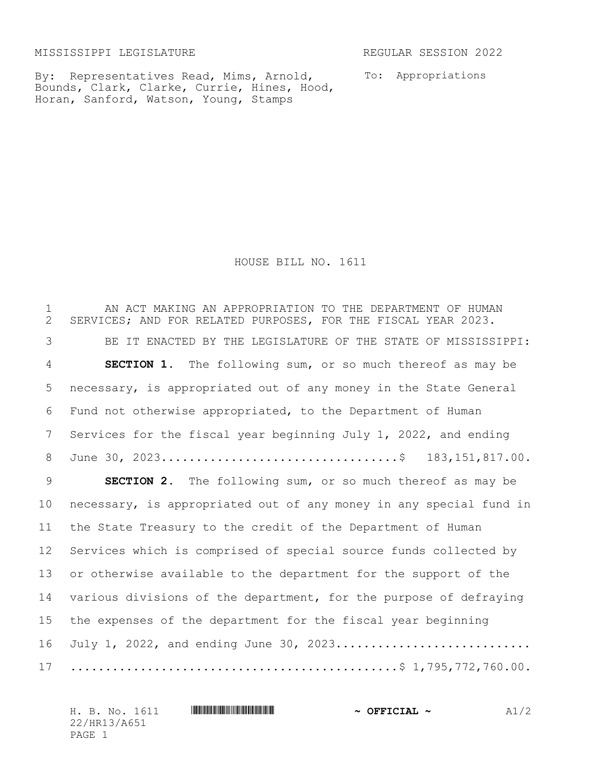MISSISSIPPI LEGISLATURE REGULAR SESSION 2022

By: Representatives Read, Mims, Arnold, Bounds, Clark, Clarke, Currie, Hines, Hood, Horan, Sanford, Watson, Young, Stamps

To: Appropriations

# HOUSE BILL NO. 1611

AN ACT MAKING AN APPROPRIATION TO THE DEPARTMENT OF HUMAN SERVICES; AND FOR RELATED PURPOSES, FOR THE FISCAL YEAR 2023.

BE IT ENACTED BY THE LEGISLATURE OF THE STATE OF MISSISSIPPI:

**SECTION 1.** The following sum, or so much thereof as may be necessary, is appropriated out of any money in the State General Fund not otherwise appropriated, to the Department of Human Services for the fiscal year beginning July 1, 2022, and ending June 30, 2023.................................$ 183,151,817.00.

**SECTION 2.** The following sum, or so much thereof as may be necessary, is appropriated out of any money in any special fund in the State Treasury to the credit of the Department of Human Services which is comprised of special source funds collected by or otherwise available to the department for the support of the various divisions of the department, for the purpose of defraying the expenses of the department for the fiscal year beginning July 1, 2022, and ending June 30, 2023...........................
.............................................$ 1,795,772,760.00.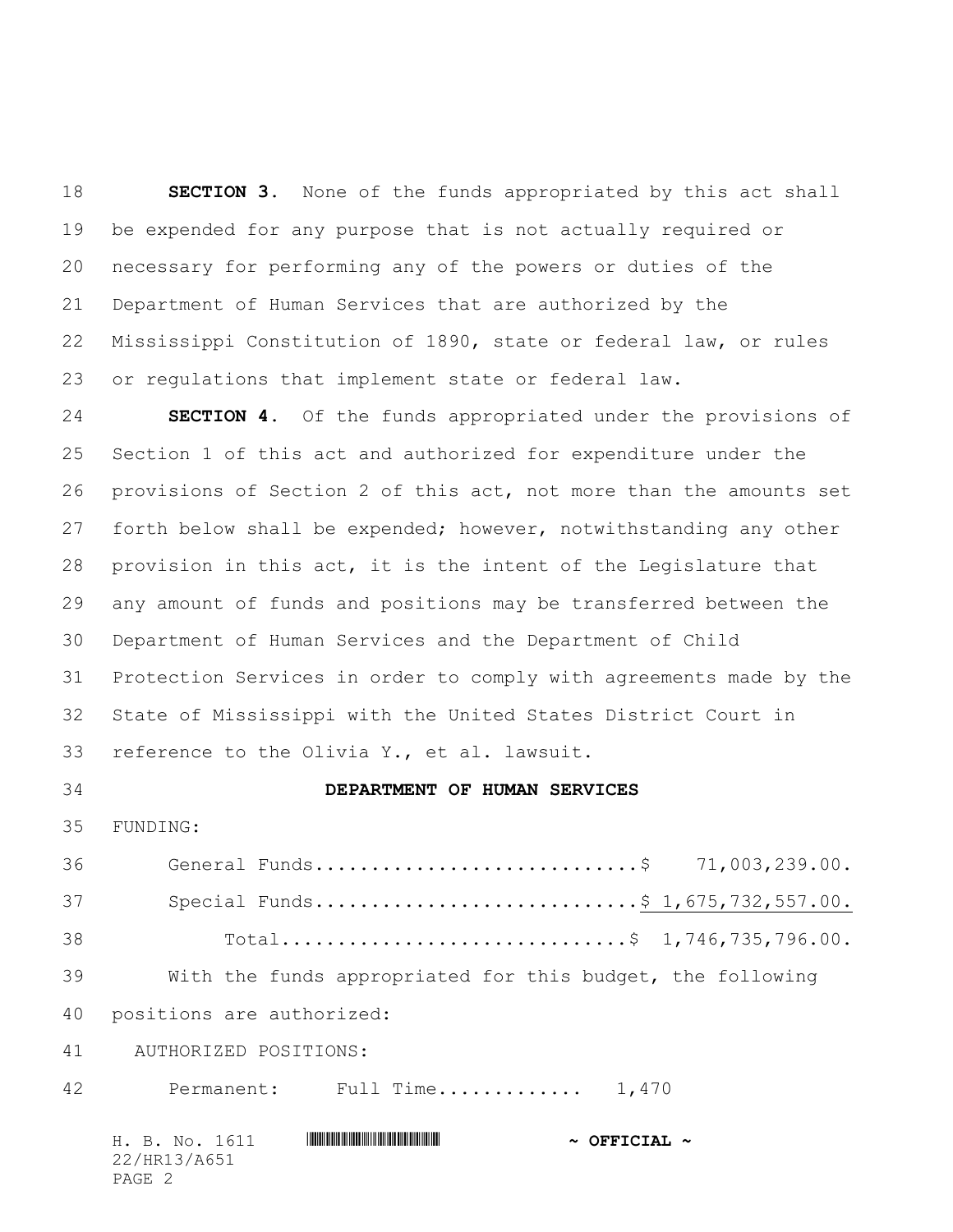**SECTION 3.** None of the funds appropriated by this act shall be expended for any purpose that is not actually required or necessary for performing any of the powers or duties of the Department of Human Services that are authorized by the Mississippi Constitution of 1890, state or federal law, or rules or regulations that implement state or federal law.

**SECTION 4.** Of the funds appropriated under the provisions of Section 1 of this act and authorized for expenditure under the provisions of Section 2 of this act, not more than the amounts set forth below shall be expended; however, notwithstanding any other provision in this act, it is the intent of the Legislature that any amount of funds and positions may be transferred between the Department of Human Services and the Department of Child Protection Services in order to comply with agreements made by the State of Mississippi with the United States District Court in reference to the Olivia Y., et al. lawsuit.

**DEPARTMENT OF HUMAN SERVICES**

FUNDING:

General Funds............................$ 71,003,239.00.

Special Funds............................$ 1,675,732,557.00.

Total..............................$ 1,746,735,796.00.

With the funds appropriated for this budget, the following positions are authorized:

AUTHORIZED POSITIONS:

Permanent: Full Time............. 1,470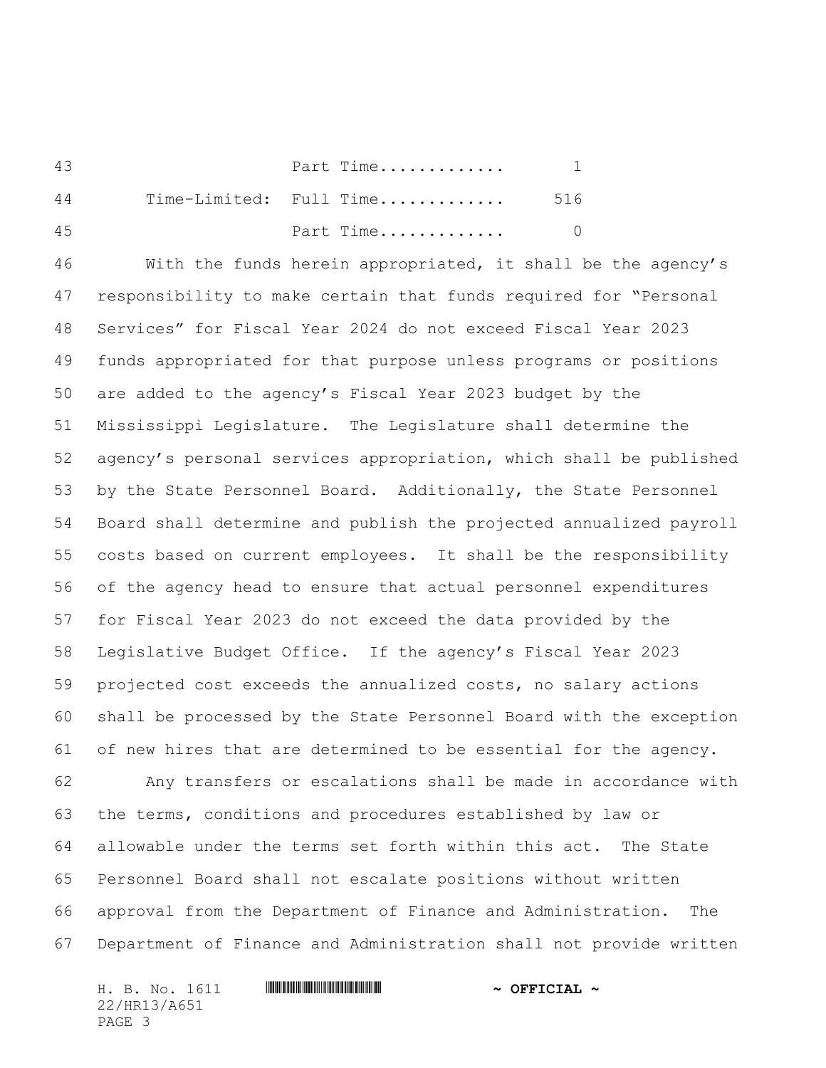| | | |
|---|---|---|
| | Part Time............. | 1 |
| Time-Limited: | Full Time............. | 516 |
| | Part Time............. | 0 |

With the funds herein appropriated, it shall be the agency's responsibility to make certain that funds required for "Personal Services" for Fiscal Year 2024 do not exceed Fiscal Year 2023 funds appropriated for that purpose unless programs or positions are added to the agency's Fiscal Year 2023 budget by the Mississippi Legislature. The Legislature shall determine the agency's personal services appropriation, which shall be published by the State Personnel Board. Additionally, the State Personnel Board shall determine and publish the projected annualized payroll costs based on current employees. It shall be the responsibility of the agency head to ensure that actual personnel expenditures for Fiscal Year 2023 do not exceed the data provided by the Legislative Budget Office. If the agency's Fiscal Year 2023 projected cost exceeds the annualized costs, no salary actions shall be processed by the State Personnel Board with the exception of new hires that are determined to be essential for the agency.

Any transfers or escalations shall be made in accordance with the terms, conditions and procedures established by law or allowable under the terms set forth within this act. The State Personnel Board shall not escalate positions without written approval from the Department of Finance and Administration. The Department of Finance and Administration shall not provide written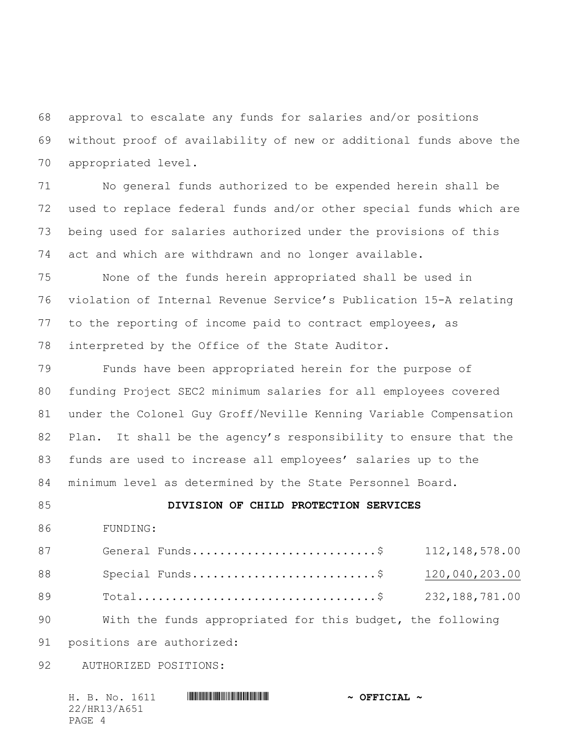approval to escalate any funds for salaries and/or positions without proof of availability of new or additional funds above the appropriated level.

No general funds authorized to be expended herein shall be used to replace federal funds and/or other special funds which are being used for salaries authorized under the provisions of this act and which are withdrawn and no longer available.

None of the funds herein appropriated shall be used in violation of Internal Revenue Service's Publication 15-A relating to the reporting of income paid to contract employees, as interpreted by the Office of the State Auditor.

Funds have been appropriated herein for the purpose of funding Project SEC2 minimum salaries for all employees covered under the Colonel Guy Groff/Neville Kenning Variable Compensation Plan. It shall be the agency's responsibility to ensure that the funds are used to increase all employees' salaries up to the minimum level as determined by the State Personnel Board.

**DIVISION OF CHILD PROTECTION SERVICES**

FUNDING:

| | |
|---|---|
| General Funds...........................$ | 112,148,578.00 |
| Special Funds...........................$ | 120,040,203.00 |
| Total...................................$ | 232,188,781.00 |

With the funds appropriated for this budget, the following positions are authorized:

AUTHORIZED POSITIONS: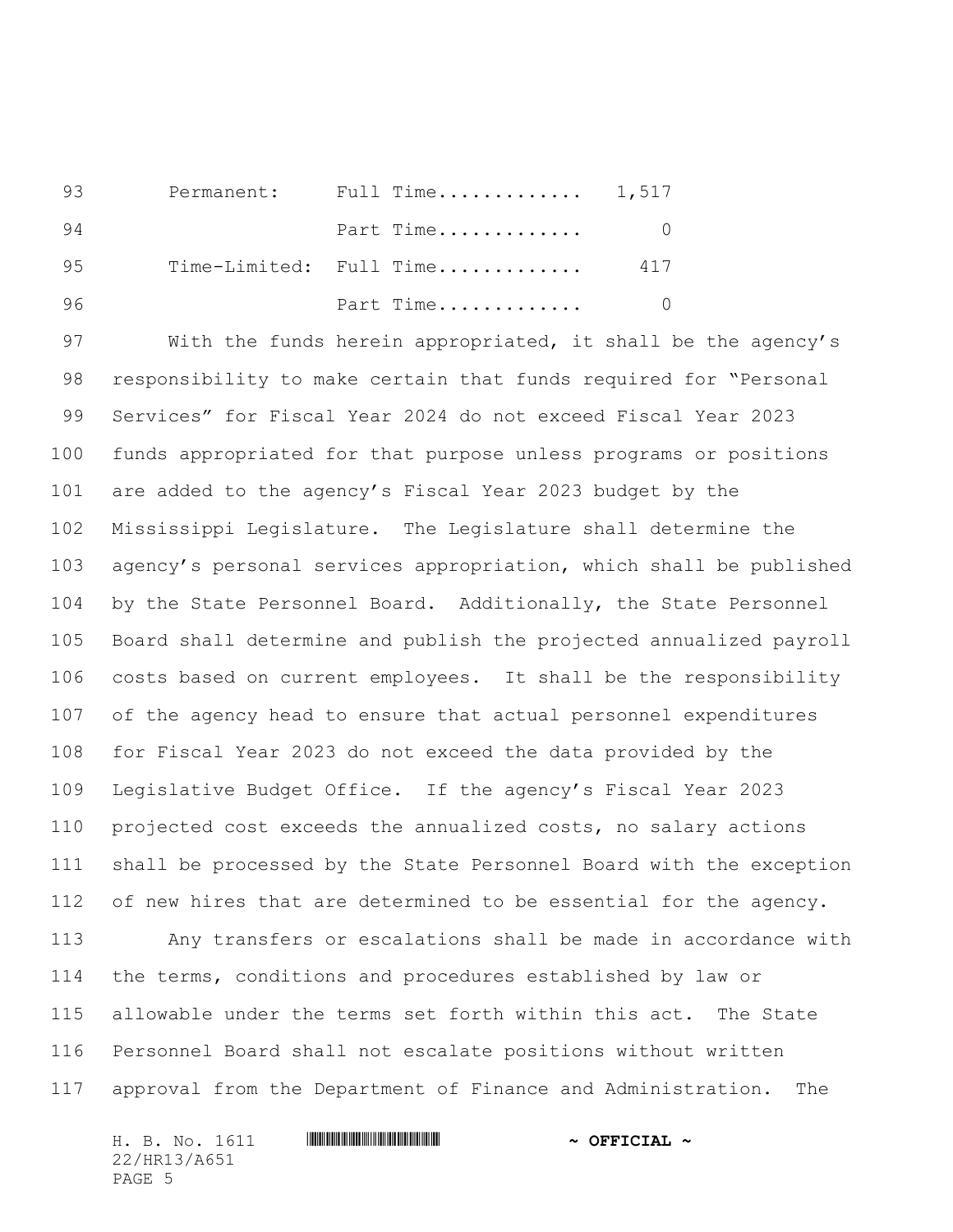| | | |
|---|---|---|
| Permanent: | Full Time............ | 1,517 |
| | Part Time............ | 0 |
| Time-Limited: | Full Time............ | 417 |
| | Part Time............ | 0 |

With the funds herein appropriated, it shall be the agency's responsibility to make certain that funds required for "Personal Services" for Fiscal Year 2024 do not exceed Fiscal Year 2023 funds appropriated for that purpose unless programs or positions are added to the agency's Fiscal Year 2023 budget by the Mississippi Legislature. The Legislature shall determine the agency's personal services appropriation, which shall be published by the State Personnel Board. Additionally, the State Personnel Board shall determine and publish the projected annualized payroll costs based on current employees. It shall be the responsibility of the agency head to ensure that actual personnel expenditures for Fiscal Year 2023 do not exceed the data provided by the Legislative Budget Office. If the agency's Fiscal Year 2023 projected cost exceeds the annualized costs, no salary actions shall be processed by the State Personnel Board with the exception of new hires that are determined to be essential for the agency.

Any transfers or escalations shall be made in accordance with the terms, conditions and procedures established by law or allowable under the terms set forth within this act. The State Personnel Board shall not escalate positions without written approval from the Department of Finance and Administration. The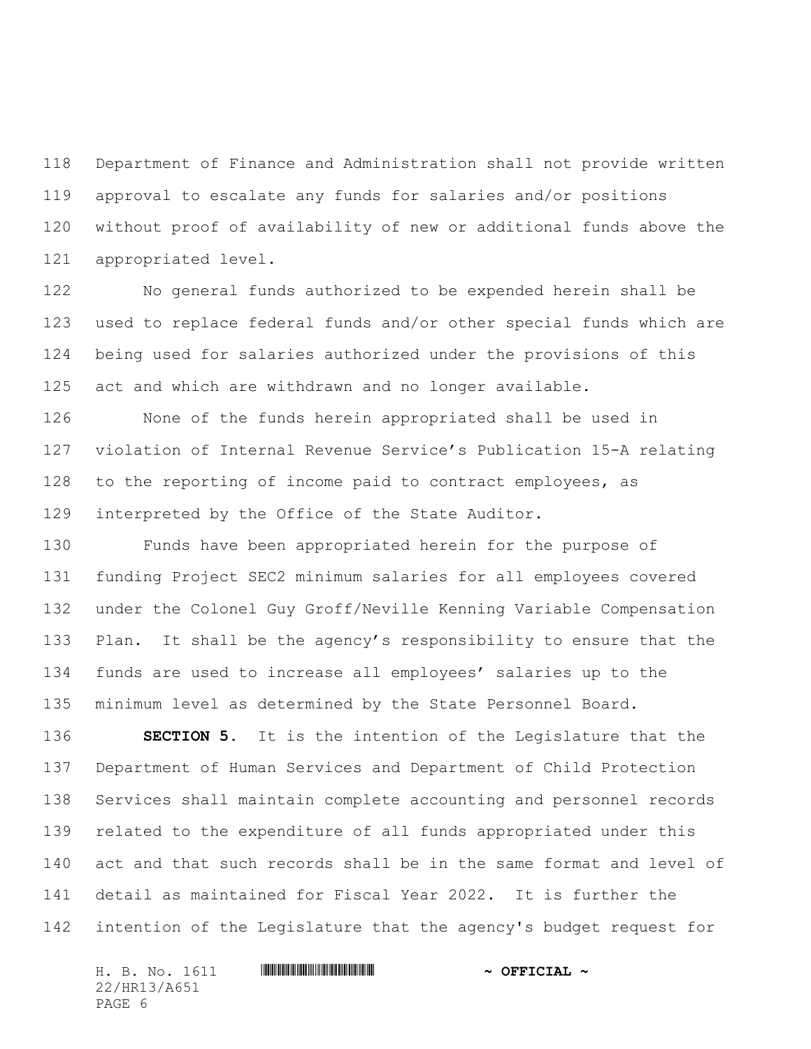Department of Finance and Administration shall not provide written approval to escalate any funds for salaries and/or positions without proof of availability of new or additional funds above the appropriated level.

No general funds authorized to be expended herein shall be used to replace federal funds and/or other special funds which are being used for salaries authorized under the provisions of this act and which are withdrawn and no longer available.

None of the funds herein appropriated shall be used in violation of Internal Revenue Service's Publication 15-A relating to the reporting of income paid to contract employees, as interpreted by the Office of the State Auditor.

Funds have been appropriated herein for the purpose of funding Project SEC2 minimum salaries for all employees covered under the Colonel Guy Groff/Neville Kenning Variable Compensation Plan. It shall be the agency's responsibility to ensure that the funds are used to increase all employees' salaries up to the minimum level as determined by the State Personnel Board.

**SECTION 5.** It is the intention of the Legislature that the Department of Human Services and Department of Child Protection Services shall maintain complete accounting and personnel records related to the expenditure of all funds appropriated under this act and that such records shall be in the same format and level of detail as maintained for Fiscal Year 2022. It is further the intention of the Legislature that the agency's budget request for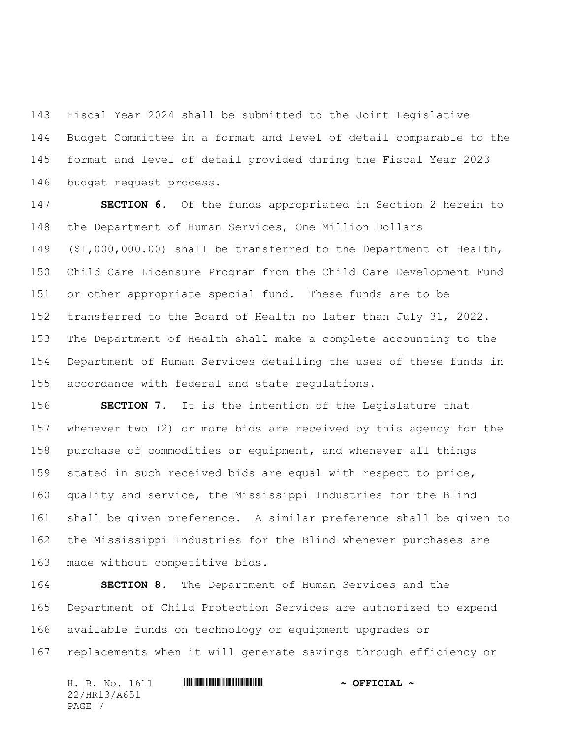Fiscal Year 2024 shall be submitted to the Joint Legislative Budget Committee in a format and level of detail comparable to the format and level of detail provided during the Fiscal Year 2023 budget request process.

**SECTION 6.** Of the funds appropriated in Section 2 herein to the Department of Human Services, One Million Dollars ($1,000,000.00) shall be transferred to the Department of Health, Child Care Licensure Program from the Child Care Development Fund or other appropriate special fund. These funds are to be transferred to the Board of Health no later than July 31, 2022. The Department of Health shall make a complete accounting to the Department of Human Services detailing the uses of these funds in accordance with federal and state regulations.

**SECTION 7.** It is the intention of the Legislature that whenever two (2) or more bids are received by this agency for the purchase of commodities or equipment, and whenever all things stated in such received bids are equal with respect to price, quality and service, the Mississippi Industries for the Blind shall be given preference. A similar preference shall be given to the Mississippi Industries for the Blind whenever purchases are made without competitive bids.

**SECTION 8.** The Department of Human Services and the Department of Child Protection Services are authorized to expend available funds on technology or equipment upgrades or replacements when it will generate savings through efficiency or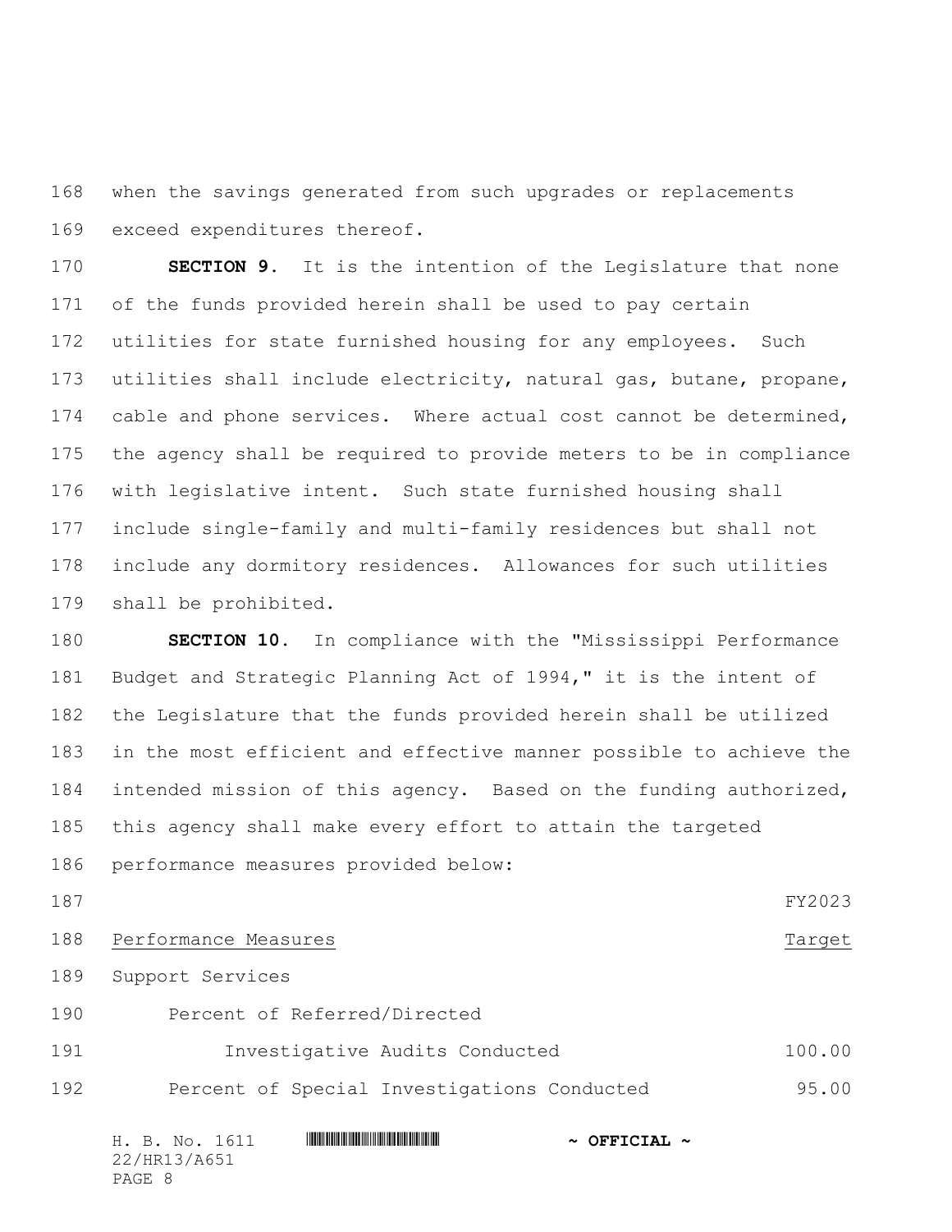when the savings generated from such upgrades or replacements exceed expenditures thereof.

**SECTION 9.** It is the intention of the Legislature that none of the funds provided herein shall be used to pay certain utilities for state furnished housing for any employees. Such utilities shall include electricity, natural gas, butane, propane, cable and phone services. Where actual cost cannot be determined, the agency shall be required to provide meters to be in compliance with legislative intent. Such state furnished housing shall include single-family and multi-family residences but shall not include any dormitory residences. Allowances for such utilities shall be prohibited.

**SECTION 10.** In compliance with the "Mississippi Performance Budget and Strategic Planning Act of 1994," it is the intent of the Legislature that the funds provided herein shall be utilized in the most efficient and effective manner possible to achieve the intended mission of this agency. Based on the funding authorized, this agency shall make every effort to attain the targeted performance measures provided below:

| Performance Measures | FY2023 Target |
| --- | --- |
| Support Services | |
| Percent of Referred/Directed Investigative Audits Conducted | 100.00 |
| Percent of Special Investigations Conducted | 95.00 |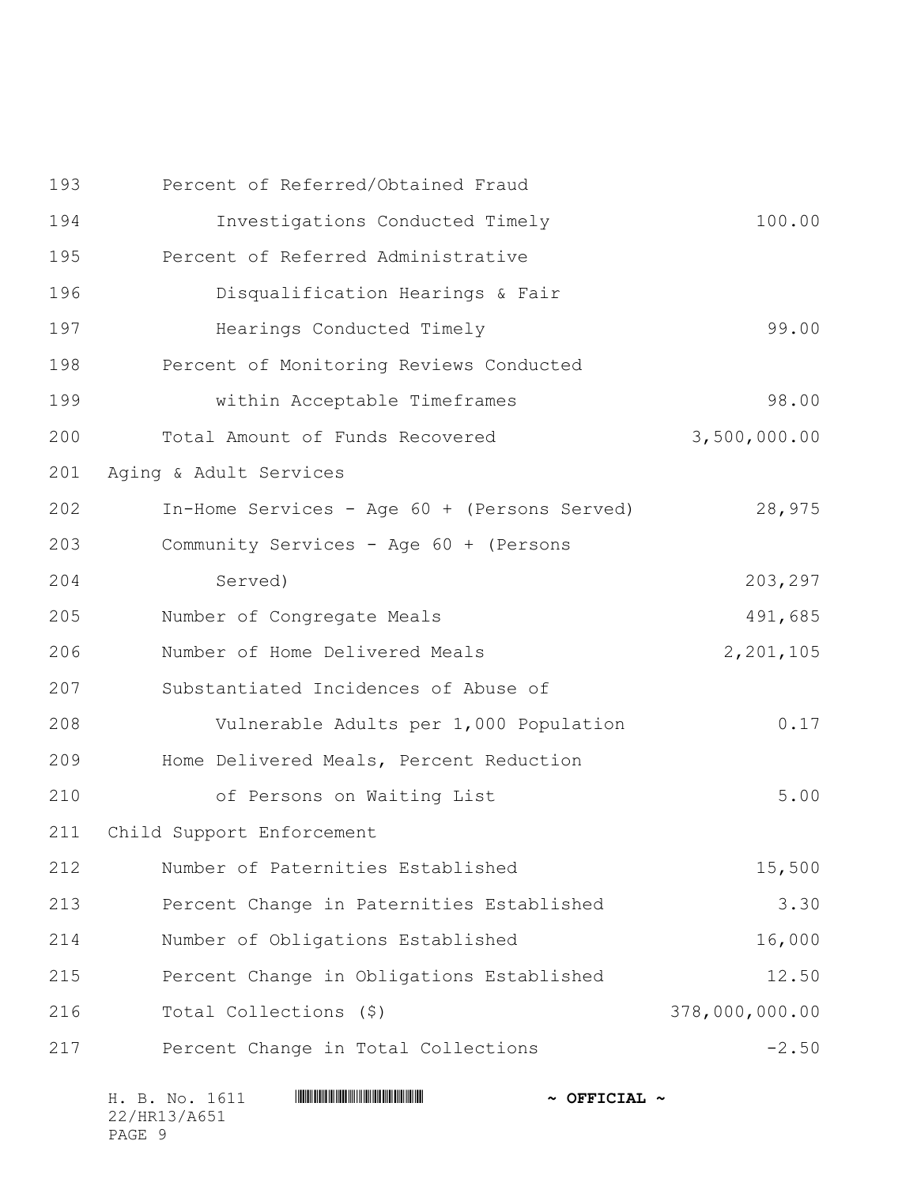| | |
|---|---|
| Percent of Referred/Obtained Fraud Investigations Conducted Timely | 100.00 |
| Percent of Referred Administrative Disqualification Hearings & Fair Hearings Conducted Timely | 99.00 |
| Percent of Monitoring Reviews Conducted within Acceptable Timeframes | 98.00 |
| Total Amount of Funds Recovered | 3,500,000.00 |
| **Aging & Adult Services** | |
| In-Home Services - Age 60 + (Persons Served) | 28,975 |
| Community Services - Age 60 + (Persons Served) | 203,297 |
| Number of Congregate Meals | 491,685 |
| Number of Home Delivered Meals | 2,201,105 |
| Substantiated Incidences of Abuse of Vulnerable Adults per 1,000 Population | 0.17 |
| Home Delivered Meals, Percent Reduction of Persons on Waiting List | 5.00 |
| **Child Support Enforcement** | |
| Number of Paternities Established | 15,500 |
| Percent Change in Paternities Established | 3.30 |
| Number of Obligations Established | 16,000 |
| Percent Change in Obligations Established | 12.50 |
| Total Collections ($) | 378,000,000.00 |
| Percent Change in Total Collections | -2.50 |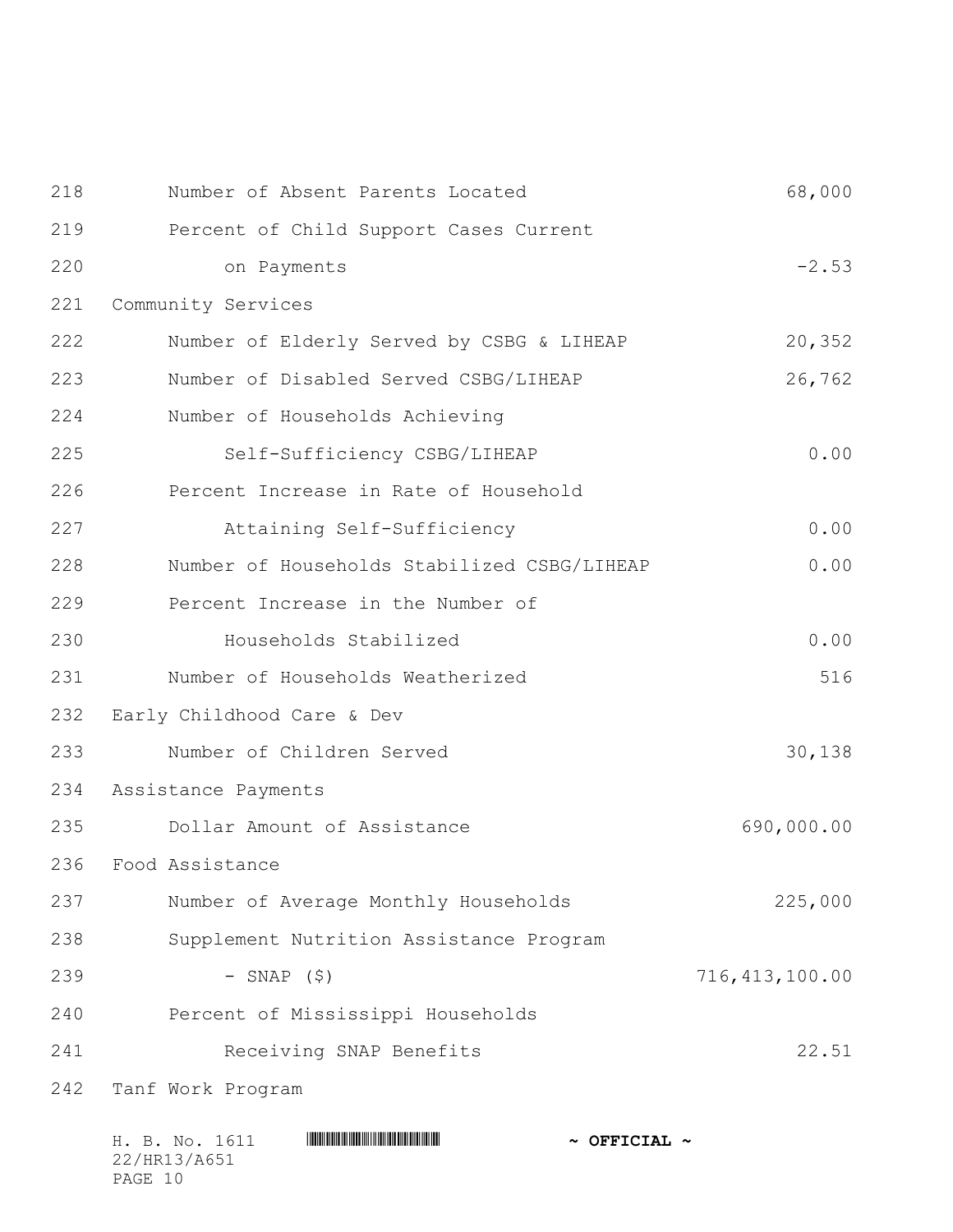| | |
|---|---|
| Number of Absent Parents Located | 68,000 |
| Percent of Child Support Cases Current on Payments | -2.53 |
| **Community Services** | |
| Number of Elderly Served by CSBG & LIHEAP | 20,352 |
| Number of Disabled Served CSBG/LIHEAP | 26,762 |
| Number of Households Achieving Self-Sufficiency CSBG/LIHEAP | 0.00 |
| Percent Increase in Rate of Household Attaining Self-Sufficiency | 0.00 |
| Number of Households Stabilized CSBG/LIHEAP | 0.00 |
| Percent Increase in the Number of Households Stabilized | 0.00 |
| Number of Households Weatherized | 516 |
| **Early Childhood Care & Dev** | |
| Number of Children Served | 30,138 |
| **Assistance Payments** | |
| Dollar Amount of Assistance | 690,000.00 |
| **Food Assistance** | |
| Number of Average Monthly Households | 225,000 |
| Supplement Nutrition Assistance Program - SNAP ($) | 716,413,100.00 |
| Percent of Mississippi Households Receiving SNAP Benefits | 22.51 |
| **Tanf Work Program** | |

H. B. No. 1611
22/HR13/A651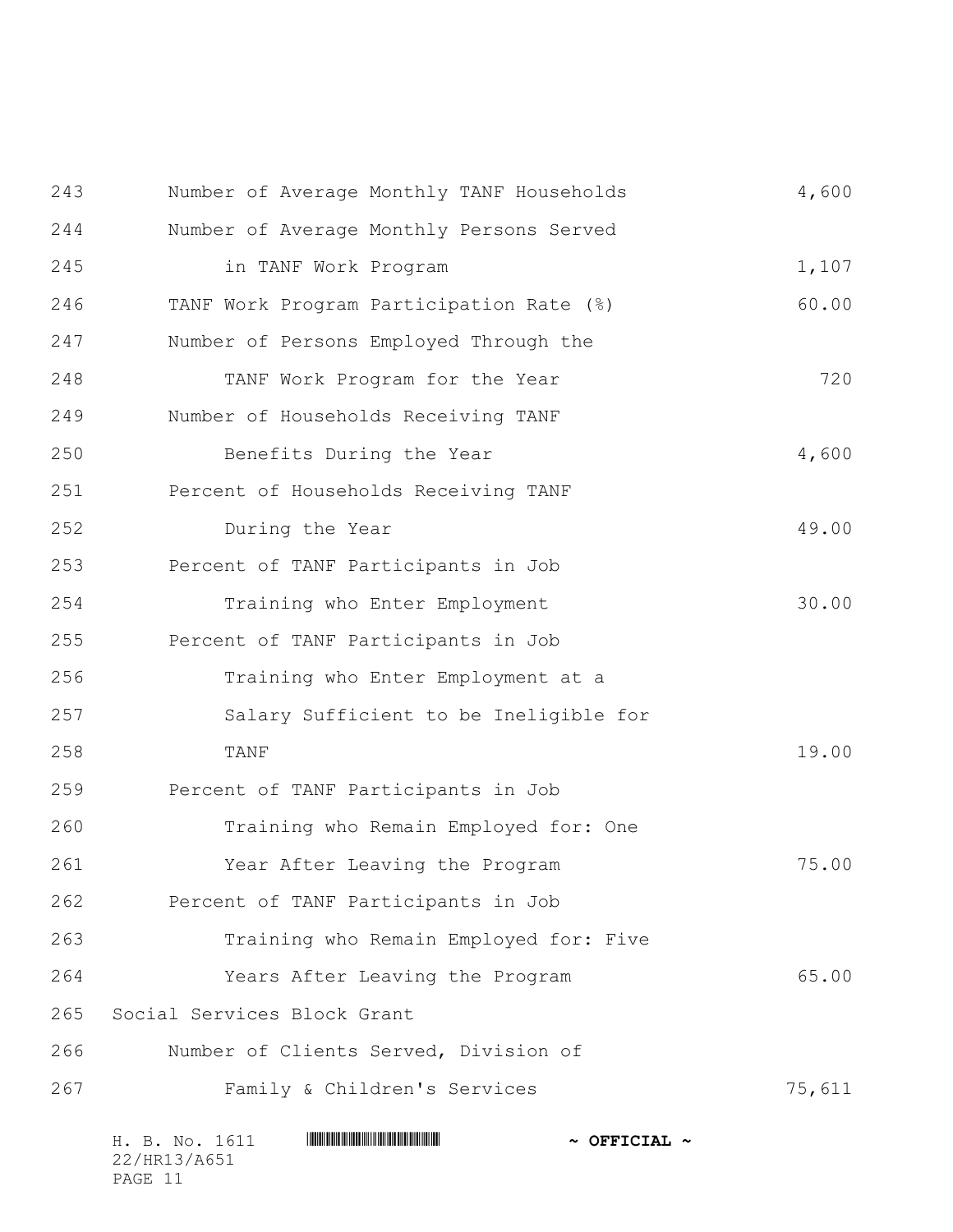| | |
|---|---|
| Number of Average Monthly TANF Households | 4,600 |
| Number of Average Monthly Persons Served in TANF Work Program | 1,107 |
| TANF Work Program Participation Rate (%) | 60.00 |
| Number of Persons Employed Through the TANF Work Program for the Year | 720 |
| Number of Households Receiving TANF Benefits During the Year | 4,600 |
| Percent of Households Receiving TANF During the Year | 49.00 |
| Percent of TANF Participants in Job Training who Enter Employment | 30.00 |
| Percent of TANF Participants in Job Training who Enter Employment at a Salary Sufficient to be Ineligible for TANF | 19.00 |
| Percent of TANF Participants in Job Training who Remain Employed for: One Year After Leaving the Program | 75.00 |
| Percent of TANF Participants in Job Training who Remain Employed for: Five Years After Leaving the Program | 65.00 |

Social Services Block Grant

| | |
|---|---|
| Number of Clients Served, Division of Family & Children's Services | 75,611 |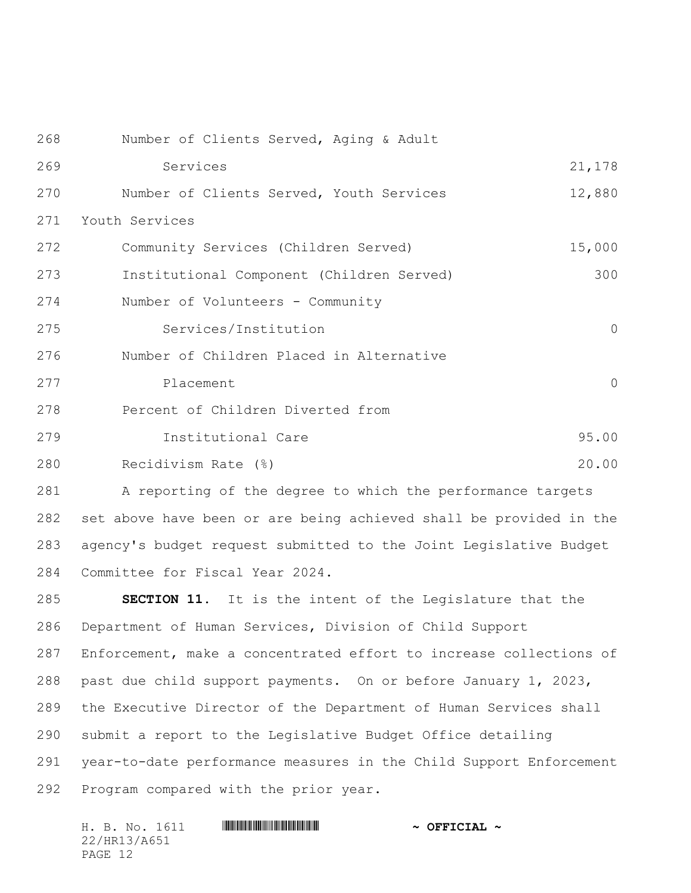| | |
|---|---|
| Number of Clients Served, Aging & Adult Services | 21,178 |
| Number of Clients Served, Youth Services | 12,880 |
| **Youth Services** | |
| Community Services (Children Served) | 15,000 |
| Institutional Component (Children Served) | 300 |
| Number of Volunteers - Community Services/Institution | 0 |
| Number of Children Placed in Alternative Placement | 0 |
| Percent of Children Diverted from Institutional Care | 95.00 |
| Recidivism Rate (%) | 20.00 |

A reporting of the degree to which the performance targets set above have been or are being achieved shall be provided in the agency's budget request submitted to the Joint Legislative Budget Committee for Fiscal Year 2024.

**SECTION 11.** It is the intent of the Legislature that the Department of Human Services, Division of Child Support Enforcement, make a concentrated effort to increase collections of past due child support payments. On or before January 1, 2023, the Executive Director of the Department of Human Services shall submit a report to the Legislative Budget Office detailing year-to-date performance measures in the Child Support Enforcement Program compared with the prior year.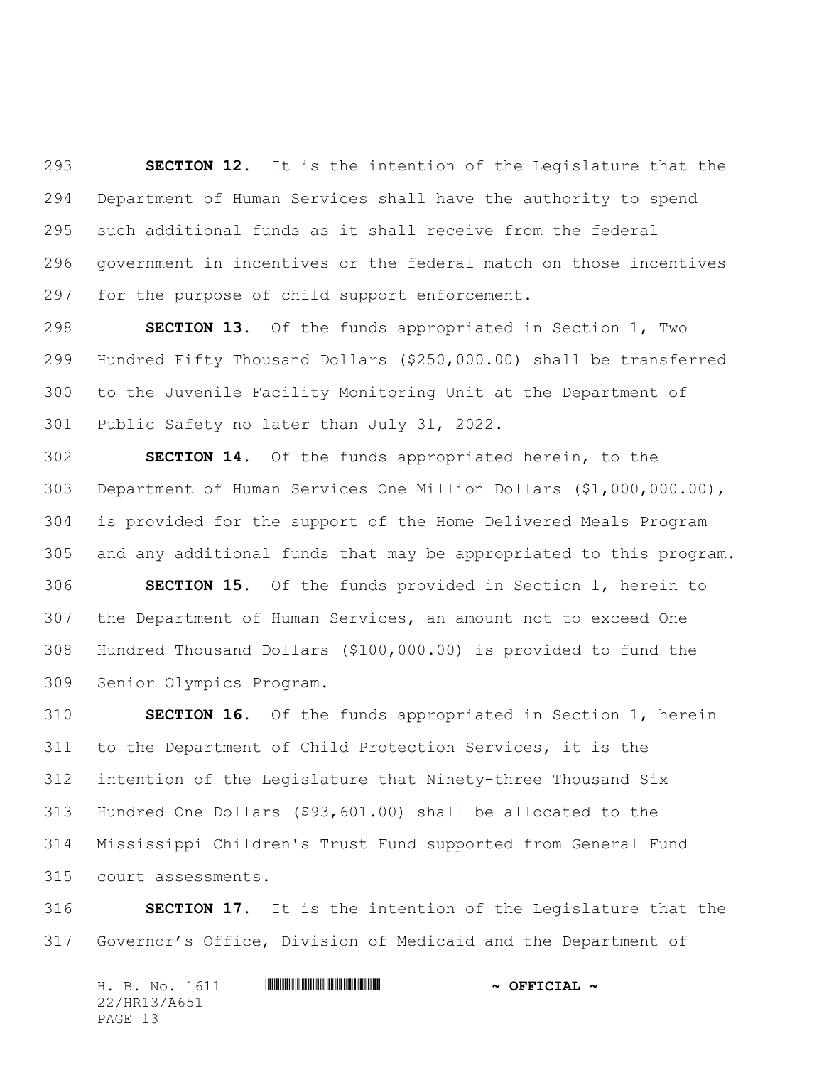**SECTION 12.** It is the intention of the Legislature that the Department of Human Services shall have the authority to spend such additional funds as it shall receive from the federal government in incentives or the federal match on those incentives for the purpose of child support enforcement.

**SECTION 13.** Of the funds appropriated in Section 1, Two Hundred Fifty Thousand Dollars ($250,000.00) shall be transferred to the Juvenile Facility Monitoring Unit at the Department of Public Safety no later than July 31, 2022.

**SECTION 14.** Of the funds appropriated herein, to the Department of Human Services One Million Dollars ($1,000,000.00), is provided for the support of the Home Delivered Meals Program and any additional funds that may be appropriated to this program.

**SECTION 15.** Of the funds provided in Section 1, herein to the Department of Human Services, an amount not to exceed One Hundred Thousand Dollars ($100,000.00) is provided to fund the Senior Olympics Program.

**SECTION 16.** Of the funds appropriated in Section 1, herein to the Department of Child Protection Services, it is the intention of the Legislature that Ninety-three Thousand Six Hundred One Dollars ($93,601.00) shall be allocated to the Mississippi Children's Trust Fund supported from General Fund court assessments.

**SECTION 17.** It is the intention of the Legislature that the Governor's Office, Division of Medicaid and the Department of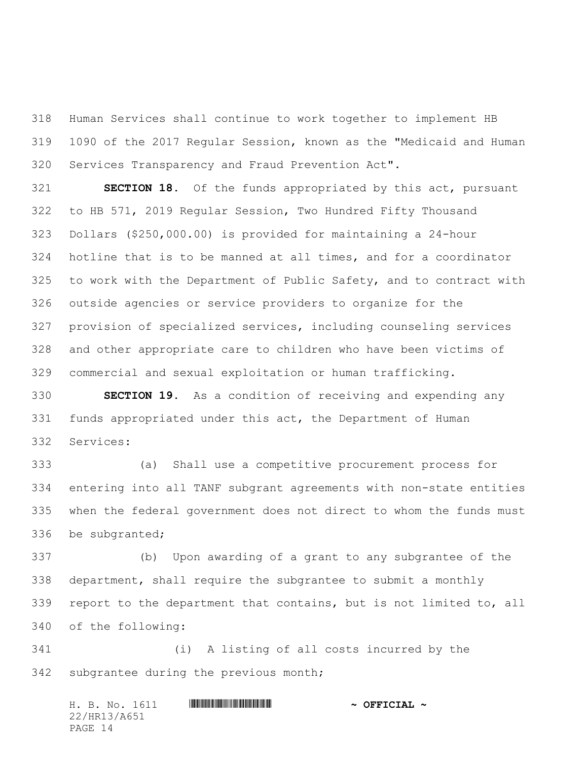Human Services shall continue to work together to implement HB 1090 of the 2017 Regular Session, known as the "Medicaid and Human Services Transparency and Fraud Prevention Act".

**SECTION 18.** Of the funds appropriated by this act, pursuant to HB 571, 2019 Regular Session, Two Hundred Fifty Thousand Dollars ($250,000.00) is provided for maintaining a 24-hour hotline that is to be manned at all times, and for a coordinator to work with the Department of Public Safety, and to contract with outside agencies or service providers to organize for the provision of specialized services, including counseling services and other appropriate care to children who have been victims of commercial and sexual exploitation or human trafficking.

**SECTION 19.** As a condition of receiving and expending any funds appropriated under this act, the Department of Human Services:

(a) Shall use a competitive procurement process for entering into all TANF subgrant agreements with non-state entities when the federal government does not direct to whom the funds must be subgranted;

(b) Upon awarding of a grant to any subgrantee of the department, shall require the subgrantee to submit a monthly report to the department that contains, but is not limited to, all of the following:

(i) A listing of all costs incurred by the subgrantee during the previous month;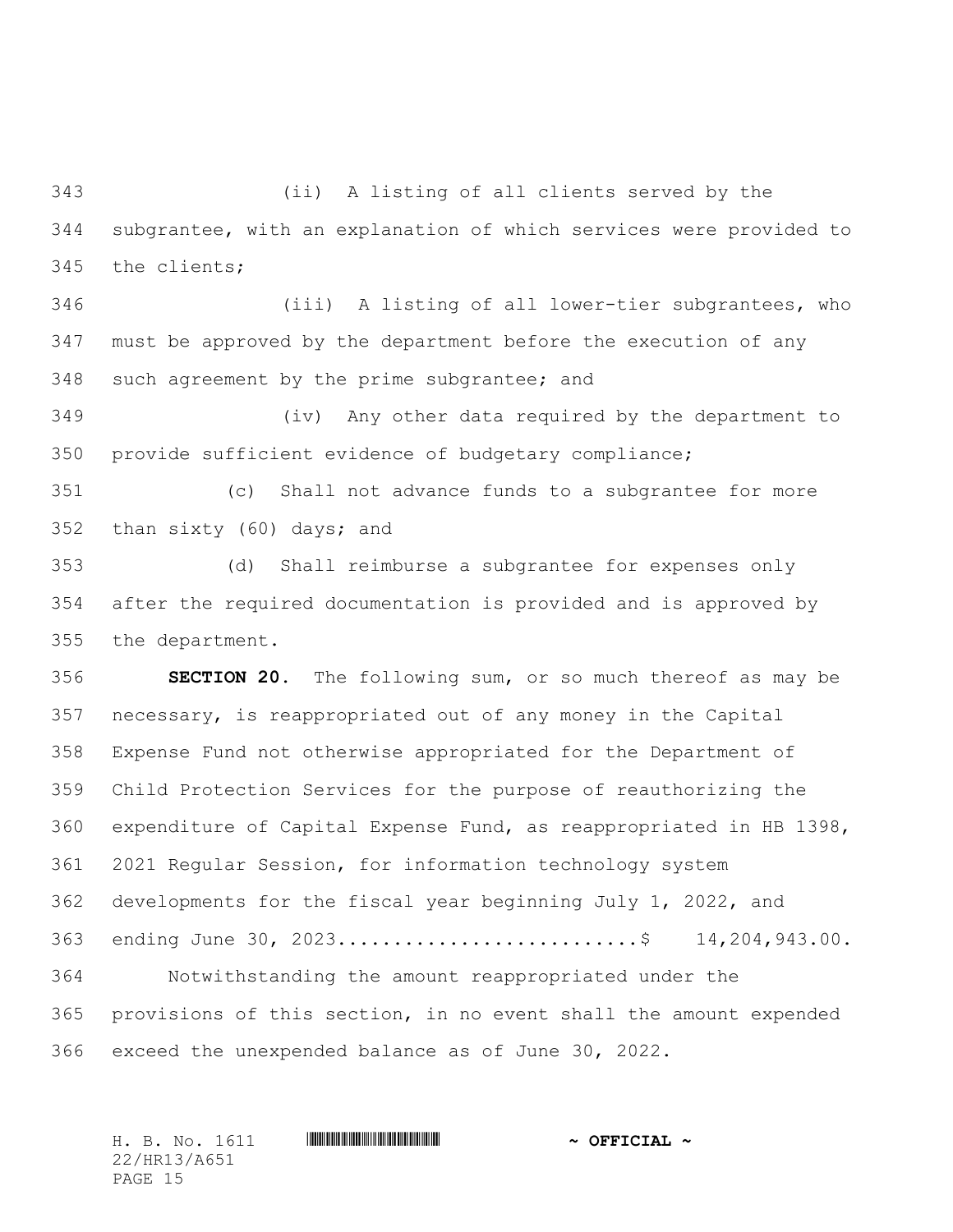(ii) A listing of all clients served by the subgrantee, with an explanation of which services were provided to the clients;

(iii) A listing of all lower-tier subgrantees, who must be approved by the department before the execution of any such agreement by the prime subgrantee; and

(iv) Any other data required by the department to provide sufficient evidence of budgetary compliance;

(c) Shall not advance funds to a subgrantee for more than sixty (60) days; and

(d) Shall reimburse a subgrantee for expenses only after the required documentation is provided and is approved by the department.

**SECTION 20.** The following sum, or so much thereof as may be necessary, is reappropriated out of any money in the Capital Expense Fund not otherwise appropriated for the Department of Child Protection Services for the purpose of reauthorizing the expenditure of Capital Expense Fund, as reappropriated in HB 1398, 2021 Regular Session, for information technology system developments for the fiscal year beginning July 1, 2022, and ending June 30, 2023..........................$ 14,204,943.00.

Notwithstanding the amount reappropriated under the provisions of this section, in no event shall the amount expended exceed the unexpended balance as of June 30, 2022.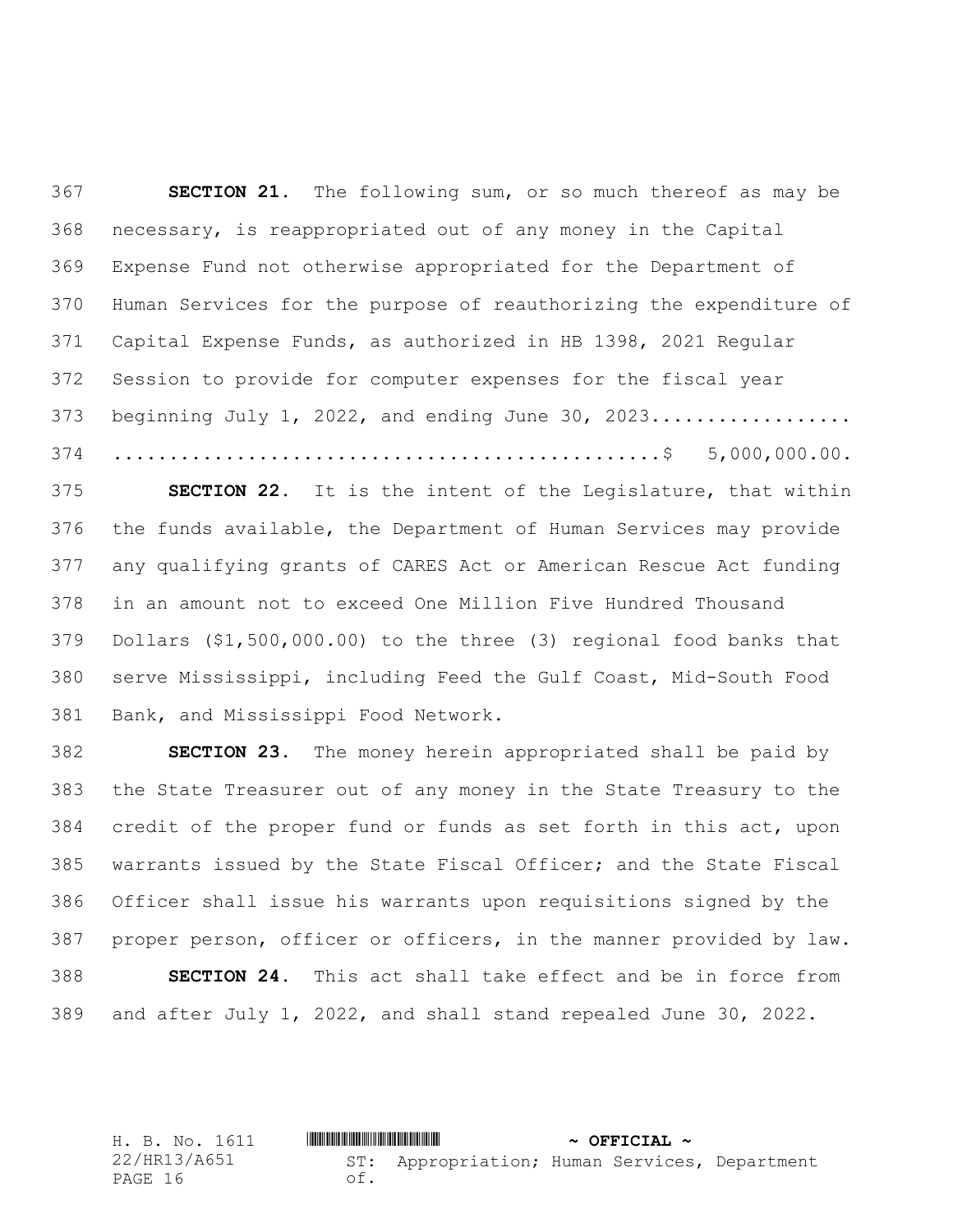**SECTION 21.** The following sum, or so much thereof as may be necessary, is reappropriated out of any money in the Capital Expense Fund not otherwise appropriated for the Department of Human Services for the purpose of reauthorizing the expenditure of Capital Expense Funds, as authorized in HB 1398, 2021 Regular Session to provide for computer expenses for the fiscal year beginning July 1, 2022, and ending June 30, 2023.................. ...............................................$ 5,000,000.00.

**SECTION 22.** It is the intent of the Legislature, that within the funds available, the Department of Human Services may provide any qualifying grants of CARES Act or American Rescue Act funding in an amount not to exceed One Million Five Hundred Thousand Dollars ($1,500,000.00) to the three (3) regional food banks that serve Mississippi, including Feed the Gulf Coast, Mid-South Food Bank, and Mississippi Food Network.

**SECTION 23.** The money herein appropriated shall be paid by the State Treasurer out of any money in the State Treasury to the credit of the proper fund or funds as set forth in this act, upon warrants issued by the State Fiscal Officer; and the State Fiscal Officer shall issue his warrants upon requisitions signed by the proper person, officer or officers, in the manner provided by law.

**SECTION 24.** This act shall take effect and be in force from and after July 1, 2022, and shall stand repealed June 30, 2022.